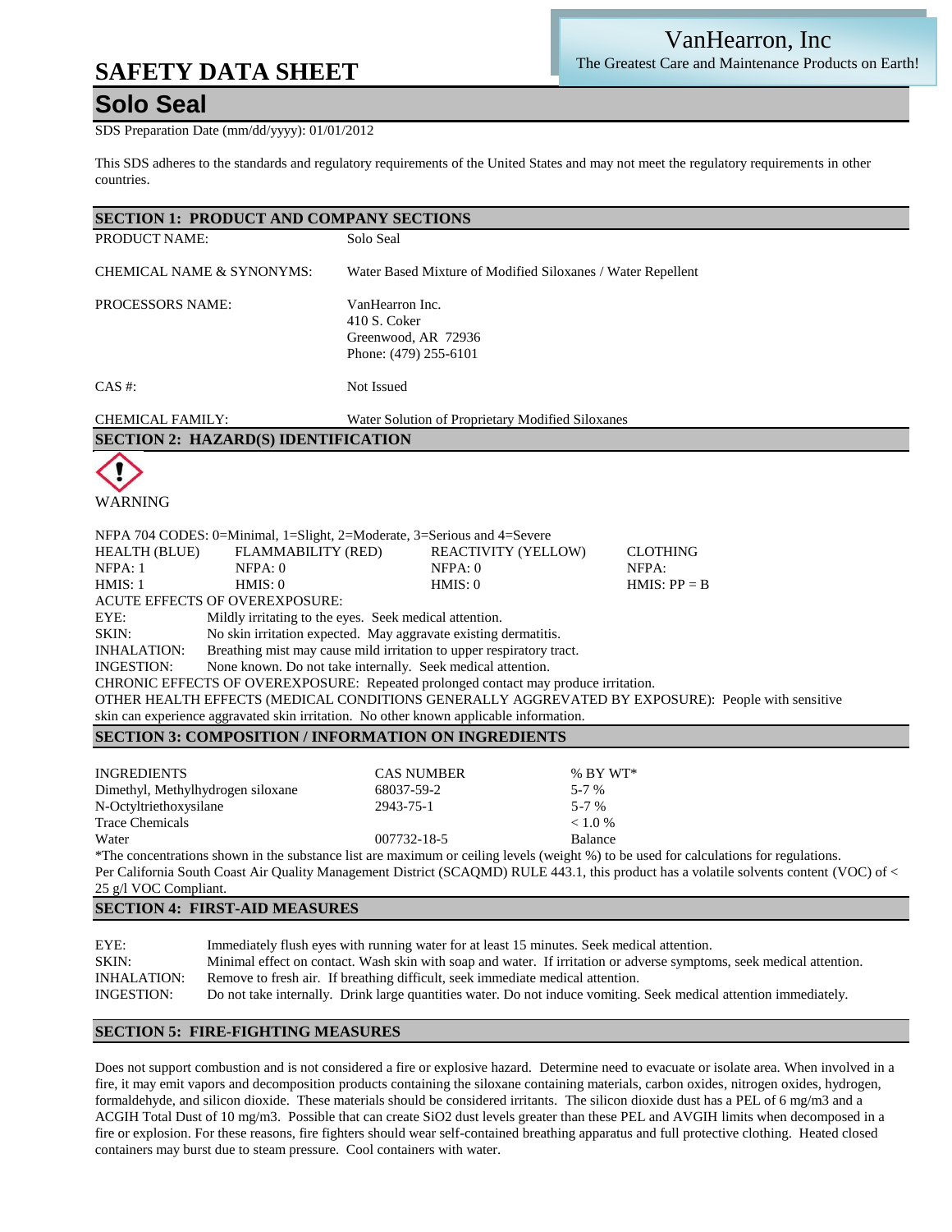VanHearron, Inc
The Greatest Care and Maintenance Products on Earth!

# SAFETY DATA SHEET

## Solo Seal

SDS Preparation Date (mm/dd/yyyy): 01/01/2012

This SDS adheres to the standards and regulatory requirements of the United States and may not meet the regulatory requirements in other countries.

### SECTION 1: PRODUCT AND COMPANY SECTIONS

| | |
|---|---|
| PRODUCT NAME: | Solo Seal |
| CHEMICAL NAME & SYNONYMS: | Water Based Mixture of Modified Siloxanes / Water Repellent |
| PROCESSORS NAME: | VanHearron Inc.<br>410 S. Coker<br>Greenwood, AR 72936<br>Phone: (479) 255-6101 |
| CAS #: | Not Issued |
| CHEMICAL FAMILY: | Water Solution of Proprietary Modified Siloxanes |

### SECTION 2: HAZARD(S) IDENTIFICATION

WARNING

NFPA 704 CODES: 0=Minimal, 1=Slight, 2=Moderate, 3=Serious and 4=Severe

| HEALTH (BLUE) | FLAMMABILITY (RED) | REACTIVITY (YELLOW) | CLOTHING |
|---|---|---|---|
| NFPA: 1 | NFPA: 0 | NFPA: 0 | NFPA: |
| HMIS: 1 | HMIS: 0 | HMIS: 0 | HMIS: PP = B |

ACUTE EFFECTS OF OVEREXPOSURE:

| | |
|---|---|
| EYE: | Mildly irritating to the eyes. Seek medical attention. |
| SKIN: | No skin irritation expected. May aggravate existing dermatitis. |
| INHALATION: | Breathing mist may cause mild irritation to upper respiratory tract. |
| INGESTION: | None known. Do not take internally. Seek medical attention. |

CHRONIC EFFECTS OF OVEREXPOSURE: Repeated prolonged contact may produce irritation.

OTHER HEALTH EFFECTS (MEDICAL CONDITIONS GENERALLY AGGREVATED BY EXPOSURE): People with sensitive skin can experience aggravated skin irritation. No other known applicable information.

### SECTION 3: COMPOSITION / INFORMATION ON INGREDIENTS

| INGREDIENTS | CAS NUMBER | % BY WT* |
|---|---|---|
| Dimethyl, Methylhydrogen siloxane | 68037-59-2 | 5-7 % |
| N-Octyltriethoxysilane | 2943-75-1 | 5-7 % |
| Trace Chemicals | | < 1.0 % |
| Water | 007732-18-5 | Balance |

*The concentrations shown in the substance list are maximum or ceiling levels (weight %) to be used for calculations for regulations.

Per California South Coast Air Quality Management District (SCAQMD) RULE 443.1, this product has a volatile solvents content (VOC) of < 25 g/l VOC Compliant.

### SECTION 4: FIRST-AID MEASURES

| | |
|---|---|
| EYE: | Immediately flush eyes with running water for at least 15 minutes. Seek medical attention. |
| SKIN: | Minimal effect on contact. Wash skin with soap and water. If irritation or adverse symptoms, seek medical attention. |
| INHALATION: | Remove to fresh air. If breathing difficult, seek immediate medical attention. |
| INGESTION: | Do not take internally. Drink large quantities water. Do not induce vomiting. Seek medical attention immediately. |

### SECTION 5: FIRE-FIGHTING MEASURES

Does not support combustion and is not considered a fire or explosive hazard. Determine need to evacuate or isolate area. When involved in a fire, it may emit vapors and decomposition products containing the siloxane containing materials, carbon oxides, nitrogen oxides, hydrogen, formaldehyde, and silicon dioxide. These materials should be considered irritants. The silicon dioxide dust has a PEL of 6 mg/m3 and a ACGIH Total Dust of 10 mg/m3. Possible that can create $SiO_2$ dust levels greater than these PEL and AVGIH limits when decomposed in a fire or explosion. For these reasons, fire fighters should wear self-contained breathing apparatus and full protective clothing. Heated closed containers may burst due to steam pressure. Cool containers with water.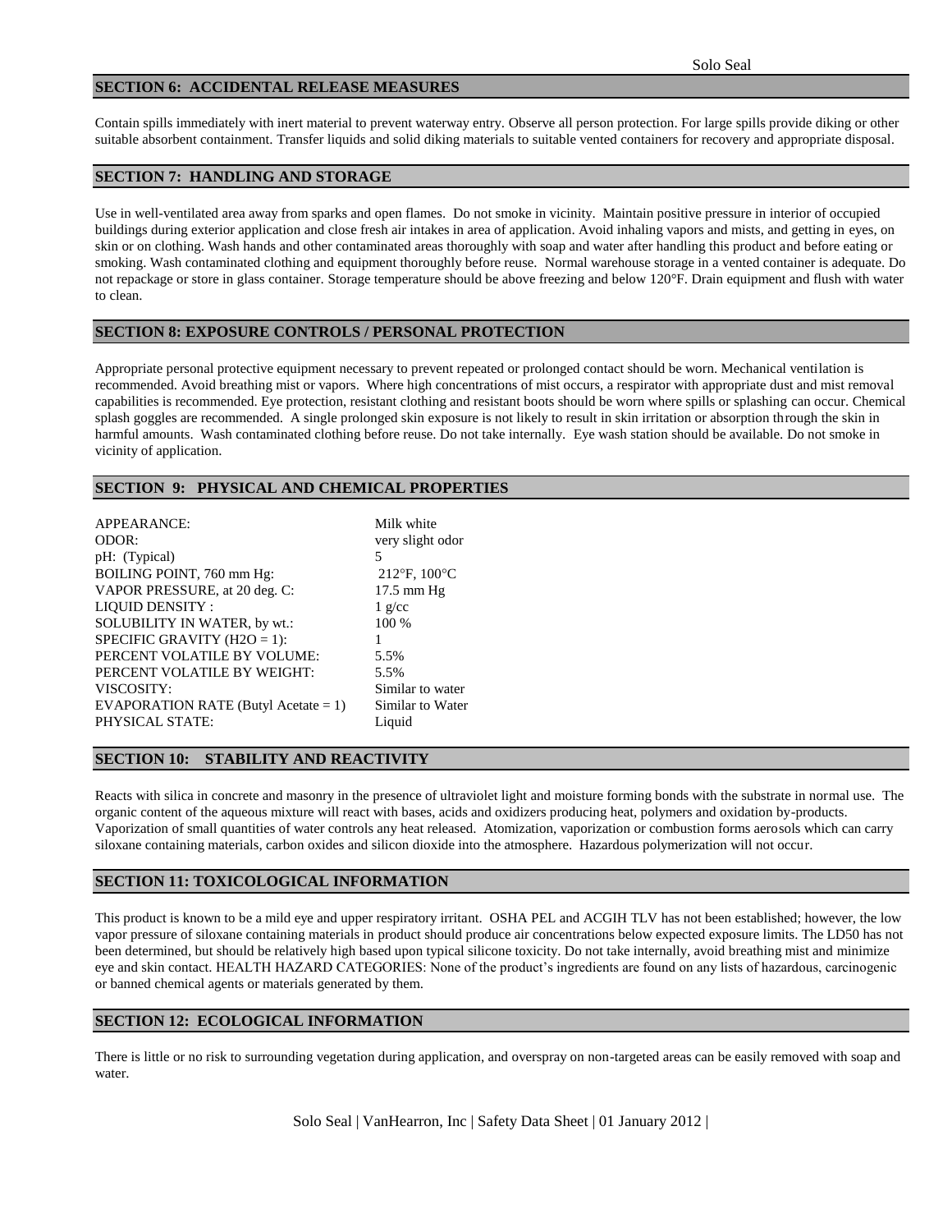## SECTION 6: ACCIDENTAL RELEASE MEASURES

Contain spills immediately with inert material to prevent waterway entry. Observe all person protection. For large spills provide diking or other suitable absorbent containment. Transfer liquids and solid diking materials to suitable vented containers for recovery and appropriate disposal.

## SECTION 7: HANDLING AND STORAGE

Use in well-ventilated area away from sparks and open flames. Do not smoke in vicinity. Maintain positive pressure in interior of occupied buildings during exterior application and close fresh air intakes in area of application. Avoid inhaling vapors and mists, and getting in eyes, on skin or on clothing. Wash hands and other contaminated areas thoroughly with soap and water after handling this product and before eating or smoking. Wash contaminated clothing and equipment thoroughly before reuse. Normal warehouse storage in a vented container is adequate. Do not repackage or store in glass container. Storage temperature should be above freezing and below 120°F. Drain equipment and flush with water to clean.

## SECTION 8: EXPOSURE CONTROLS / PERSONAL PROTECTION

Appropriate personal protective equipment necessary to prevent repeated or prolonged contact should be worn. Mechanical ventilation is recommended. Avoid breathing mist or vapors. Where high concentrations of mist occurs, a respirator with appropriate dust and mist removal capabilities is recommended. Eye protection, resistant clothing and resistant boots should be worn where spills or splashing can occur. Chemical splash goggles are recommended. A single prolonged skin exposure is not likely to result in skin irritation or absorption through the skin in harmful amounts. Wash contaminated clothing before reuse. Do not take internally. Eye wash station should be available. Do not smoke in vicinity of application.

## SECTION 9: PHYSICAL AND CHEMICAL PROPERTIES

| | |
|---|---|
| APPEARANCE: | Milk white |
| ODOR: | very slight odor |
| pH: (Typical) | 5 |
| BOILING POINT, 760 mm Hg: | 212°F, 100°C |
| VAPOR PRESSURE, at 20 deg. C: | 17.5 mm Hg |
| LIQUID DENSITY : | 1 g/cc |
| SOLUBILITY IN WATER, by wt.: | 100 % |
| SPECIFIC GRAVITY ($H_2O$ = 1): | 1 |
| PERCENT VOLATILE BY VOLUME: | 5.5% |
| PERCENT VOLATILE BY WEIGHT: | 5.5% |
| VISCOSITY: | Similar to water |
| EVAPORATION RATE (Butyl Acetate = 1) | Similar to Water |
| PHYSICAL STATE: | Liquid |

## SECTION 10: STABILITY AND REACTIVITY

Reacts with silica in concrete and masonry in the presence of ultraviolet light and moisture forming bonds with the substrate in normal use. The organic content of the aqueous mixture will react with bases, acids and oxidizers producing heat, polymers and oxidation by-products. Vaporization of small quantities of water controls any heat released. Atomization, vaporization or combustion forms aerosols which can carry siloxane containing materials, carbon oxides and silicon dioxide into the atmosphere. Hazardous polymerization will not occur.

## SECTION 11: TOXICOLOGICAL INFORMATION

This product is known to be a mild eye and upper respiratory irritant. OSHA PEL and ACGIH TLV has not been established; however, the low vapor pressure of siloxane containing materials in product should produce air concentrations below expected exposure limits. The LD50 has not been determined, but should be relatively high based upon typical silicone toxicity. Do not take internally, avoid breathing mist and minimize eye and skin contact. HEALTH HAZARD CATEGORIES: None of the product's ingredients are found on any lists of hazardous, carcinogenic or banned chemical agents or materials generated by them.

## SECTION 12: ECOLOGICAL INFORMATION

There is little or no risk to surrounding vegetation during application, and overspray on non-targeted areas can be easily removed with soap and water.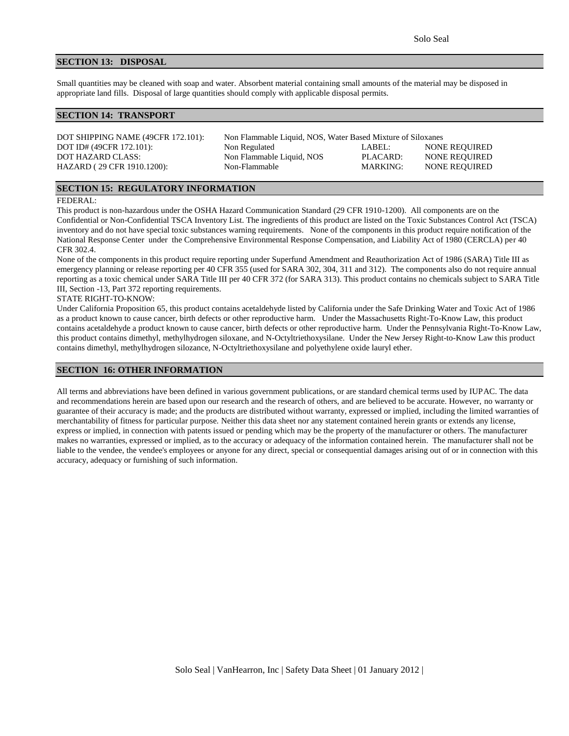## SECTION 13: DISPOSAL

Small quantities may be cleaned with soap and water. Absorbent material containing small amounts of the material may be disposed in appropriate land fills. Disposal of large quantities should comply with applicable disposal permits.

## SECTION 14: TRANSPORT

| | | | |
|---|---|---|---|
| DOT SHIPPING NAME (49CFR 172.101): | Non Flammable Liquid, NOS, Water Based Mixture of Siloxanes | | |
| DOT ID# (49CFR 172.101): | Non Regulated | LABEL: | NONE REQUIRED |
| DOT HAZARD CLASS: | Non Flammable Liquid, NOS | PLACARD: | NONE REQUIRED |
| HAZARD ( 29 CFR 1910.1200): | Non-Flammable | MARKING: | NONE REQUIRED |

## SECTION 15: REGULATORY INFORMATION

FEDERAL:

This product is non-hazardous under the OSHA Hazard Communication Standard (29 CFR 1910-1200). All components are on the Confidential or Non-Confidential TSCA Inventory List. The ingredients of this product are listed on the Toxic Substances Control Act (TSCA) inventory and do not have special toxic substances warning requirements. None of the components in this product require notification of the National Response Center under the Comprehensive Environmental Response Compensation, and Liability Act of 1980 (CERCLA) per 40 CFR 302.4.

None of the components in this product require reporting under Superfund Amendment and Reauthorization Act of 1986 (SARA) Title III as emergency planning or release reporting per 40 CFR 355 (used for SARA 302, 304, 311 and 312). The components also do not require annual reporting as a toxic chemical under SARA Title III per 40 CFR 372 (for SARA 313). This product contains no chemicals subject to SARA Title III, Section -13, Part 372 reporting requirements.

STATE RIGHT-TO-KNOW:

Under California Proposition 65, this product contains acetaldehyde listed by California under the Safe Drinking Water and Toxic Act of 1986 as a product known to cause cancer, birth defects or other reproductive harm. Under the Massachusetts Right-To-Know Law, this product contains acetaldehyde a product known to cause cancer, birth defects or other reproductive harm. Under the Pennsylvania Right-To-Know Law, this product contains dimethyl, methylhydrogen siloxane, and N-Octyltriethoxysilane. Under the New Jersey Right-to-Know Law this product contains dimethyl, methylhydrogen silozance, N-Octyltriethoxysilane and polyethylene oxide lauryl ether.

## SECTION 16: OTHER INFORMATION

All terms and abbreviations have been defined in various government publications, or are standard chemical terms used by IUPAC. The data and recommendations herein are based upon our research and the research of others, and are believed to be accurate. However, no warranty or guarantee of their accuracy is made; and the products are distributed without warranty, expressed or implied, including the limited warranties of merchantability of fitness for particular purpose. Neither this data sheet nor any statement contained herein grants or extends any license, express or implied, in connection with patents issued or pending which may be the property of the manufacturer or others. The manufacturer makes no warranties, expressed or implied, as to the accuracy or adequacy of the information contained herein. The manufacturer shall not be liable to the vendee, the vendee's employees or anyone for any direct, special or consequential damages arising out of or in connection with this accuracy, adequacy or furnishing of such information.